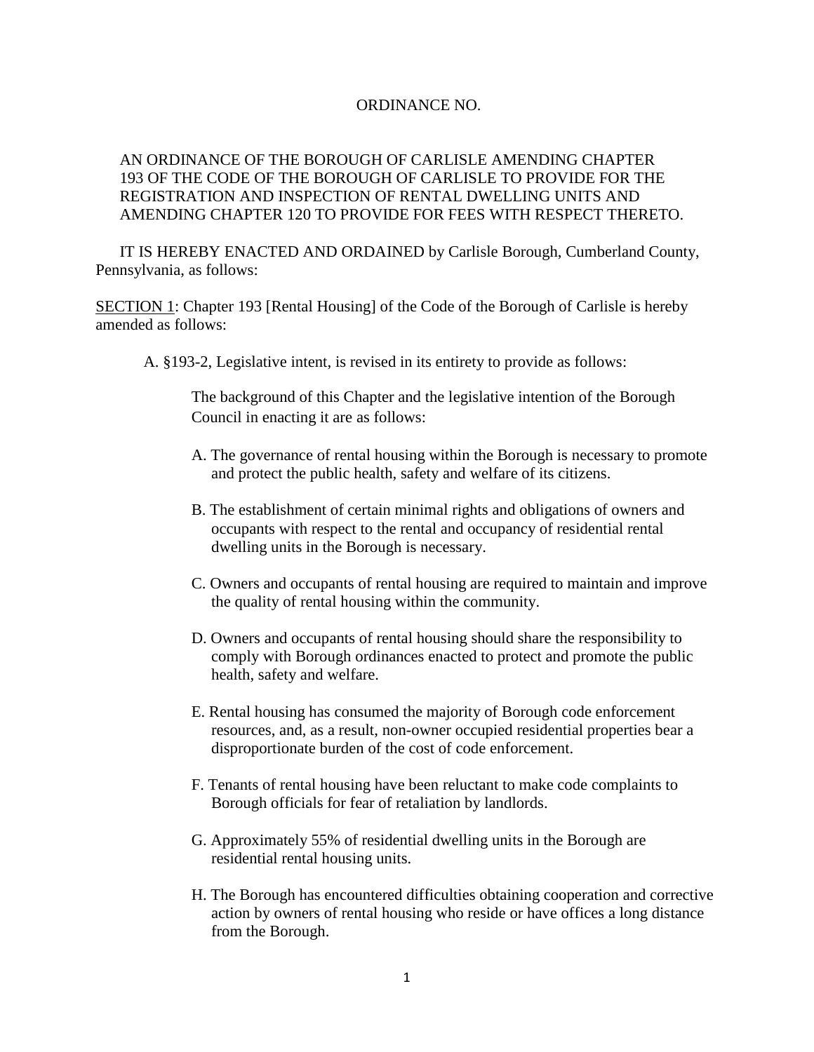# ORDINANCE NO.

AN ORDINANCE OF THE BOROUGH OF CARLISLE AMENDING CHAPTER 193 OF THE CODE OF THE BOROUGH OF CARLISLE TO PROVIDE FOR THE REGISTRATION AND INSPECTION OF RENTAL DWELLING UNITS AND AMENDING CHAPTER 120 TO PROVIDE FOR FEES WITH RESPECT THERETO.

IT IS HEREBY ENACTED AND ORDAINED by Carlisle Borough, Cumberland County, Pennsylvania, as follows:

<u>SECTION 1</u>: Chapter 193 [Rental Housing] of the Code of the Borough of Carlisle is hereby amended as follows:

A. §193-2, Legislative intent, is revised in its entirety to provide as follows:

> The background of this Chapter and the legislative intention of the Borough Council in enacting it are as follows:
>
> A. The governance of rental housing within the Borough is necessary to promote and protect the public health, safety and welfare of its citizens.
>
> B. The establishment of certain minimal rights and obligations of owners and occupants with respect to the rental and occupancy of residential rental dwelling units in the Borough is necessary.
>
> C. Owners and occupants of rental housing are required to maintain and improve the quality of rental housing within the community.
>
> D. Owners and occupants of rental housing should share the responsibility to comply with Borough ordinances enacted to protect and promote the public health, safety and welfare.
>
> E. Rental housing has consumed the majority of Borough code enforcement resources, and, as a result, non-owner occupied residential properties bear a disproportionate burden of the cost of code enforcement.
>
> F. Tenants of rental housing have been reluctant to make code complaints to Borough officials for fear of retaliation by landlords.
>
> G. Approximately 55% of residential dwelling units in the Borough are residential rental housing units.
>
> H. The Borough has encountered difficulties obtaining cooperation and corrective action by owners of rental housing who reside or have offices a long distance from the Borough.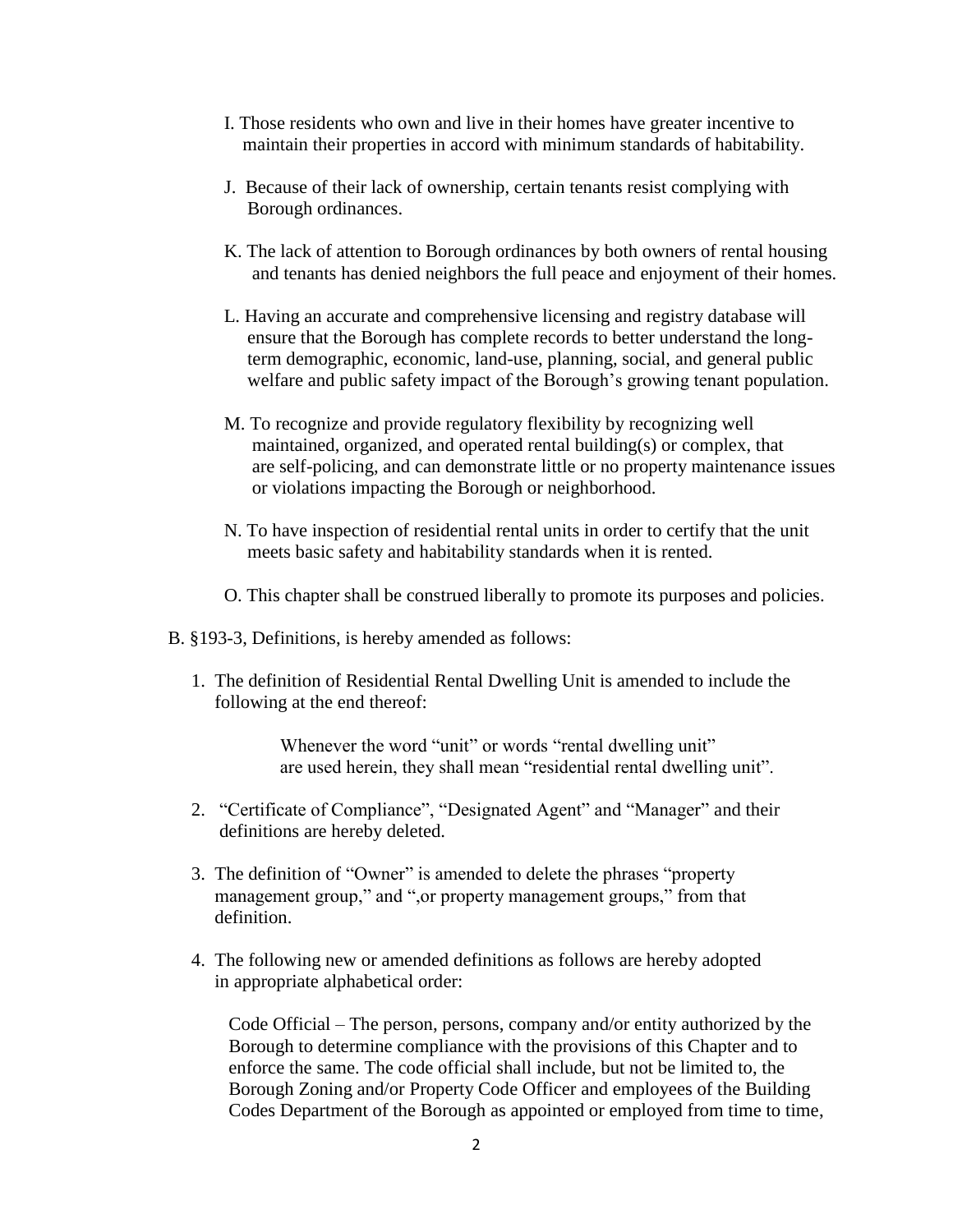I. Those residents who own and live in their homes have greater incentive to maintain their properties in accord with minimum standards of habitability.

J. Because of their lack of ownership, certain tenants resist complying with Borough ordinances.

K. The lack of attention to Borough ordinances by both owners of rental housing and tenants has denied neighbors the full peace and enjoyment of their homes.

L. Having an accurate and comprehensive licensing and registry database will ensure that the Borough has complete records to better understand the long-term demographic, economic, land-use, planning, social, and general public welfare and public safety impact of the Borough's growing tenant population.

M. To recognize and provide regulatory flexibility by recognizing well maintained, organized, and operated rental building(s) or complex, that are self-policing, and can demonstrate little or no property maintenance issues or violations impacting the Borough or neighborhood.

N. To have inspection of residential rental units in order to certify that the unit meets basic safety and habitability standards when it is rented.

O. This chapter shall be construed liberally to promote its purposes and policies.

B. §193-3, Definitions, is hereby amended as follows:

1. The definition of Residential Rental Dwelling Unit is amended to include the following at the end thereof:

   > Whenever the word "unit" or words "rental dwelling unit" are used herein, they shall mean "residential rental dwelling unit".

2. "Certificate of Compliance", "Designated Agent" and "Manager" and their definitions are hereby deleted.

3. The definition of "Owner" is amended to delete the phrases "property management group," and ",or property management groups," from that definition.

4. The following new or amended definitions as follows are hereby adopted in appropriate alphabetical order:

   Code Official – The person, persons, company and/or entity authorized by the Borough to determine compliance with the provisions of this Chapter and to enforce the same. The code official shall include, but not be limited to, the Borough Zoning and/or Property Code Officer and employees of the Building Codes Department of the Borough as appointed or employed from time to time,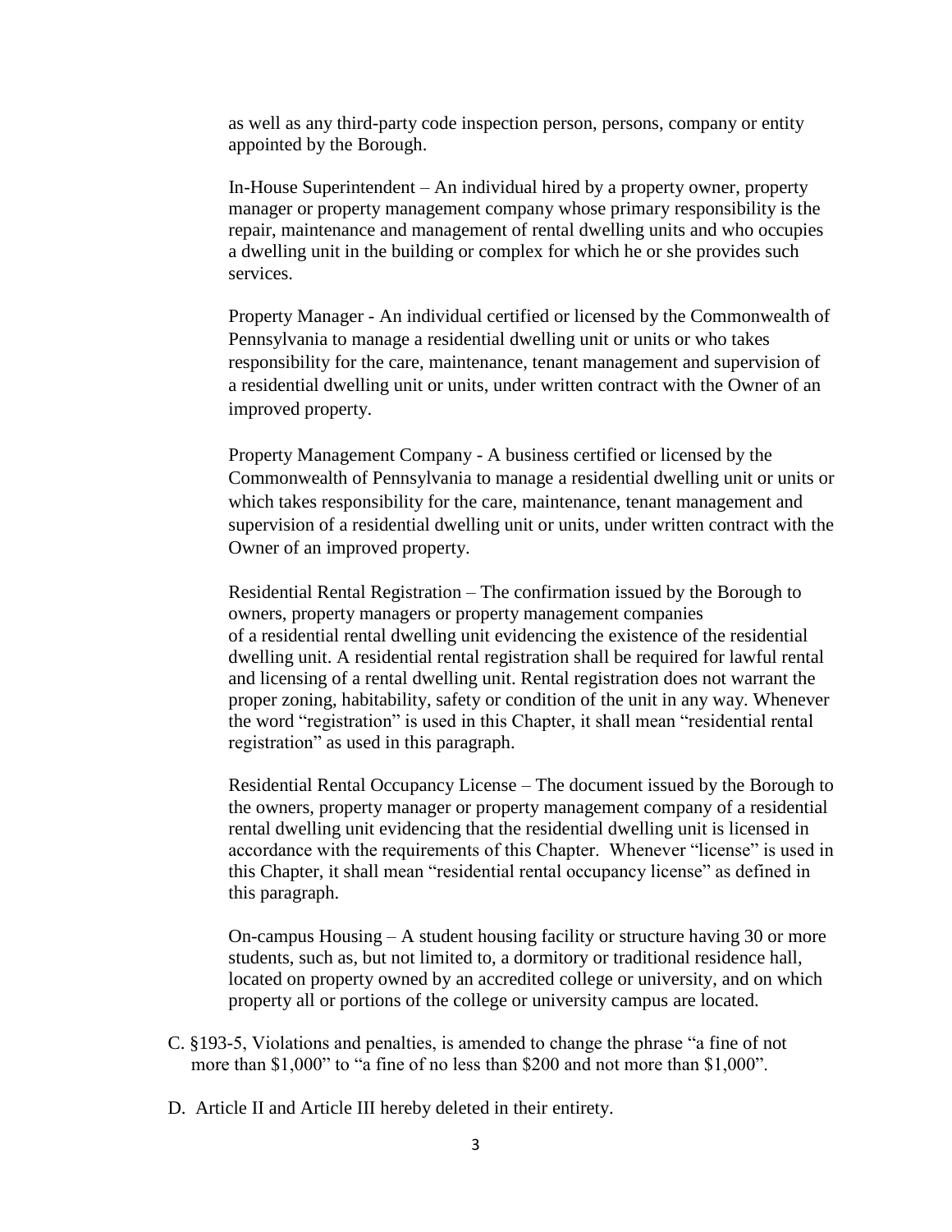as well as any third-party code inspection person, persons, company or entity appointed by the Borough.

In-House Superintendent – An individual hired by a property owner, property manager or property management company whose primary responsibility is the repair, maintenance and management of rental dwelling units and who occupies a dwelling unit in the building or complex for which he or she provides such services.

Property Manager - An individual certified or licensed by the Commonwealth of Pennsylvania to manage a residential dwelling unit or units or who takes responsibility for the care, maintenance, tenant management and supervision of a residential dwelling unit or units, under written contract with the Owner of an improved property.

Property Management Company - A business certified or licensed by the Commonwealth of Pennsylvania to manage a residential dwelling unit or units or which takes responsibility for the care, maintenance, tenant management and supervision of a residential dwelling unit or units, under written contract with the Owner of an improved property.

Residential Rental Registration – The confirmation issued by the Borough to owners, property managers or property management companies of a residential rental dwelling unit evidencing the existence of the residential dwelling unit. A residential rental registration shall be required for lawful rental and licensing of a rental dwelling unit. Rental registration does not warrant the proper zoning, habitability, safety or condition of the unit in any way. Whenever the word "registration" is used in this Chapter, it shall mean "residential rental registration" as used in this paragraph.

Residential Rental Occupancy License – The document issued by the Borough to the owners, property manager or property management company of a residential rental dwelling unit evidencing that the residential dwelling unit is licensed in accordance with the requirements of this Chapter. Whenever "license" is used in this Chapter, it shall mean "residential rental occupancy license" as defined in this paragraph.

On-campus Housing – A student housing facility or structure having 30 or more students, such as, but not limited to, a dormitory or traditional residence hall, located on property owned by an accredited college or university, and on which property all or portions of the college or university campus are located.

C. §193-5, Violations and penalties, is amended to change the phrase "a fine of not more than $1,000" to "a fine of no less than $200 and not more than $1,000".

D. Article II and Article III hereby deleted in their entirety.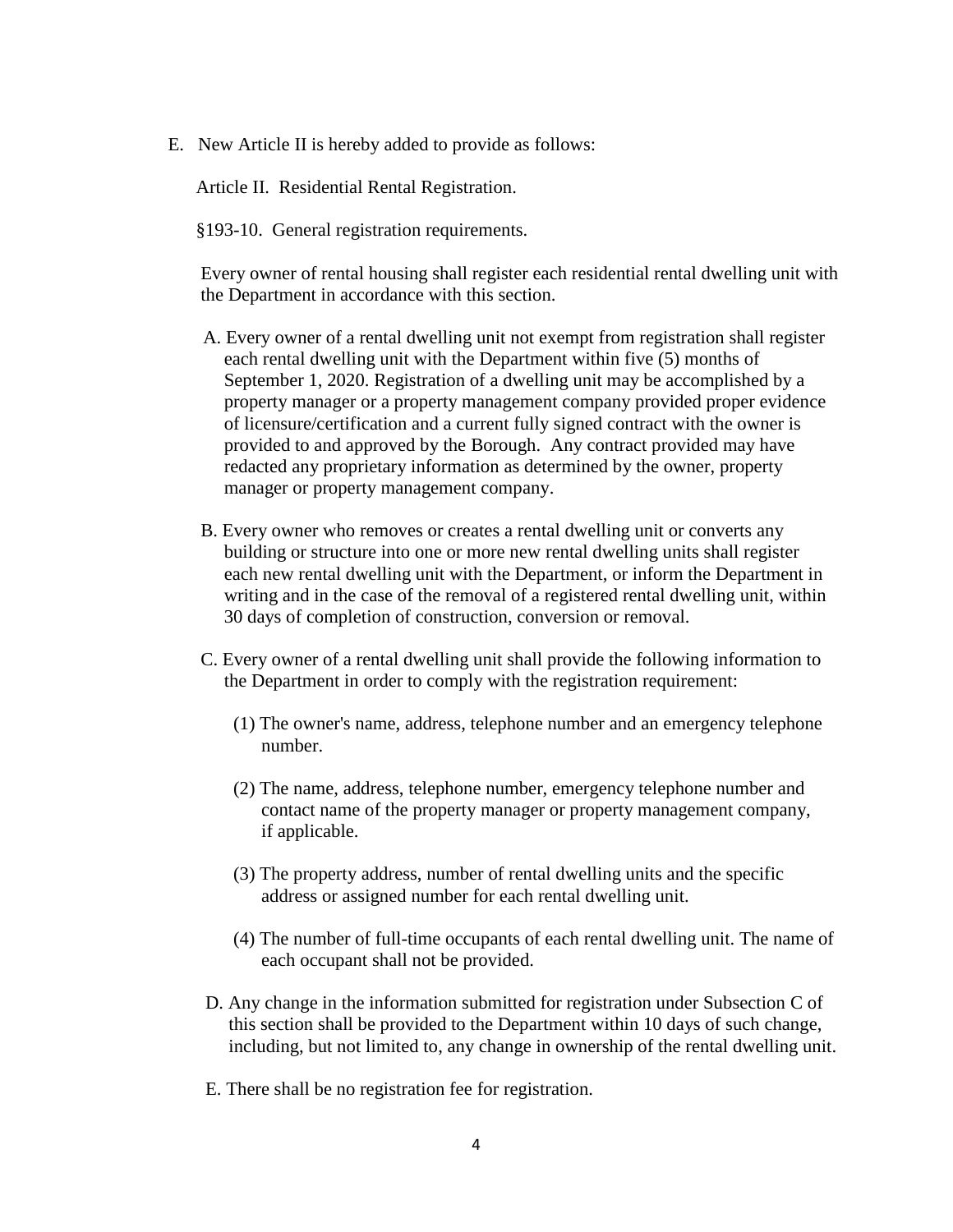E. New Article II is hereby added to provide as follows:

Article II. Residential Rental Registration.

§193-10. General registration requirements.

Every owner of rental housing shall register each residential rental dwelling unit with the Department in accordance with this section.

A. Every owner of a rental dwelling unit not exempt from registration shall register each rental dwelling unit with the Department within five (5) months of September 1, 2020. Registration of a dwelling unit may be accomplished by a property manager or a property management company provided proper evidence of licensure/certification and a current fully signed contract with the owner is provided to and approved by the Borough. Any contract provided may have redacted any proprietary information as determined by the owner, property manager or property management company.

B. Every owner who removes or creates a rental dwelling unit or converts any building or structure into one or more new rental dwelling units shall register each new rental dwelling unit with the Department, or inform the Department in writing and in the case of the removal of a registered rental dwelling unit, within 30 days of completion of construction, conversion or removal.

C. Every owner of a rental dwelling unit shall provide the following information to the Department in order to comply with the registration requirement:

(1) The owner's name, address, telephone number and an emergency telephone number.

(2) The name, address, telephone number, emergency telephone number and contact name of the property manager or property management company, if applicable.

(3) The property address, number of rental dwelling units and the specific address or assigned number for each rental dwelling unit.

(4) The number of full-time occupants of each rental dwelling unit. The name of each occupant shall not be provided.

D. Any change in the information submitted for registration under Subsection C of this section shall be provided to the Department within 10 days of such change, including, but not limited to, any change in ownership of the rental dwelling unit.

E. There shall be no registration fee for registration.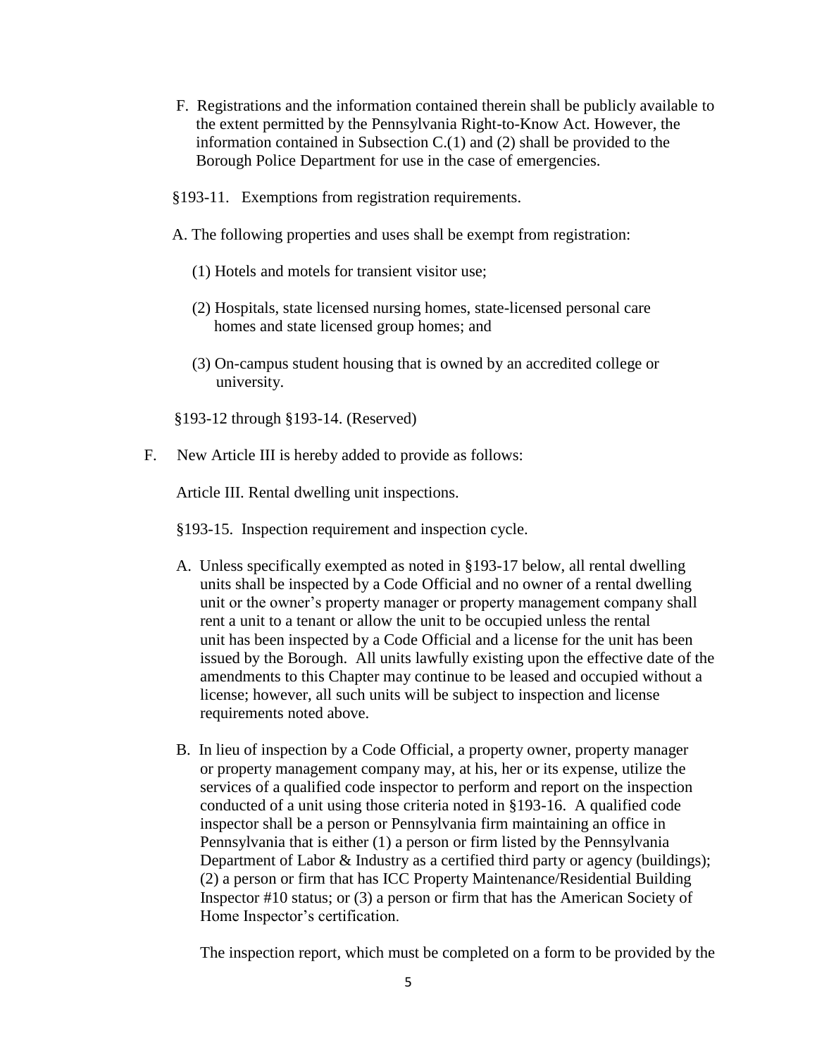F. Registrations and the information contained therein shall be publicly available to the extent permitted by the Pennsylvania Right-to-Know Act. However, the information contained in Subsection C.(1) and (2) shall be provided to the Borough Police Department for use in the case of emergencies.

§193-11. Exemptions from registration requirements.

A. The following properties and uses shall be exempt from registration:

(1) Hotels and motels for transient visitor use;

(2) Hospitals, state licensed nursing homes, state-licensed personal care homes and state licensed group homes; and

(3) On-campus student housing that is owned by an accredited college or university.

§193-12 through §193-14. (Reserved)

F. New Article III is hereby added to provide as follows:

Article III. Rental dwelling unit inspections.

§193-15. Inspection requirement and inspection cycle.

A. Unless specifically exempted as noted in §193-17 below, all rental dwelling units shall be inspected by a Code Official and no owner of a rental dwelling unit or the owner's property manager or property management company shall rent a unit to a tenant or allow the unit to be occupied unless the rental unit has been inspected by a Code Official and a license for the unit has been issued by the Borough. All units lawfully existing upon the effective date of the amendments to this Chapter may continue to be leased and occupied without a license; however, all such units will be subject to inspection and license requirements noted above.

B. In lieu of inspection by a Code Official, a property owner, property manager or property management company may, at his, her or its expense, utilize the services of a qualified code inspector to perform and report on the inspection conducted of a unit using those criteria noted in §193-16. A qualified code inspector shall be a person or Pennsylvania firm maintaining an office in Pennsylvania that is either (1) a person or firm listed by the Pennsylvania Department of Labor & Industry as a certified third party or agency (buildings); (2) a person or firm that has ICC Property Maintenance/Residential Building Inspector #10 status; or (3) a person or firm that has the American Society of Home Inspector's certification.

The inspection report, which must be completed on a form to be provided by the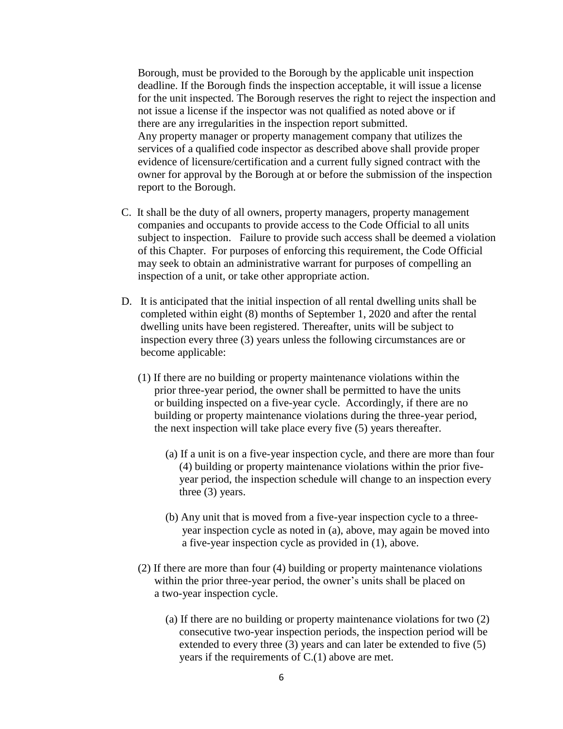Borough, must be provided to the Borough by the applicable unit inspection deadline. If the Borough finds the inspection acceptable, it will issue a license for the unit inspected. The Borough reserves the right to reject the inspection and not issue a license if the inspector was not qualified as noted above or if there are any irregularities in the inspection report submitted.
Any property manager or property management company that utilizes the services of a qualified code inspector as described above shall provide proper evidence of licensure/certification and a current fully signed contract with the owner for approval by the Borough at or before the submission of the inspection report to the Borough.

C. It shall be the duty of all owners, property managers, property management companies and occupants to provide access to the Code Official to all units subject to inspection. Failure to provide such access shall be deemed a violation of this Chapter. For purposes of enforcing this requirement, the Code Official may seek to obtain an administrative warrant for purposes of compelling an inspection of a unit, or take other appropriate action.

D. It is anticipated that the initial inspection of all rental dwelling units shall be completed within eight (8) months of September 1, 2020 and after the rental dwelling units have been registered. Thereafter, units will be subject to inspection every three (3) years unless the following circumstances are or become applicable:

(1) If there are no building or property maintenance violations within the prior three-year period, the owner shall be permitted to have the units or building inspected on a five-year cycle. Accordingly, if there are no building or property maintenance violations during the three-year period, the next inspection will take place every five (5) years thereafter.

(a) If a unit is on a five-year inspection cycle, and there are more than four (4) building or property maintenance violations within the prior five-year period, the inspection schedule will change to an inspection every three (3) years.

(b) Any unit that is moved from a five-year inspection cycle to a three-year inspection cycle as noted in (a), above, may again be moved into a five-year inspection cycle as provided in (1), above.

(2) If there are more than four (4) building or property maintenance violations within the prior three-year period, the owner's units shall be placed on a two-year inspection cycle.

(a) If there are no building or property maintenance violations for two (2) consecutive two-year inspection periods, the inspection period will be extended to every three (3) years and can later be extended to five (5) years if the requirements of C.(1) above are met.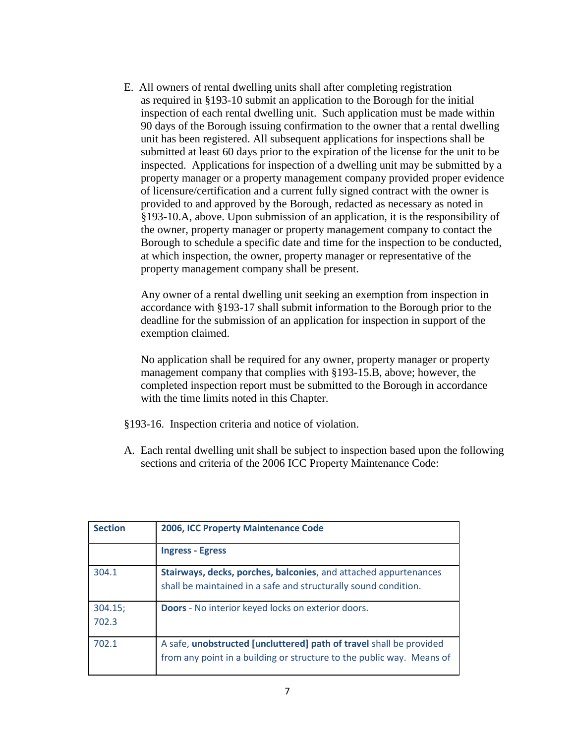E. All owners of rental dwelling units shall after completing registration as required in §193-10 submit an application to the Borough for the initial inspection of each rental dwelling unit. Such application must be made within 90 days of the Borough issuing confirmation to the owner that a rental dwelling unit has been registered. All subsequent applications for inspections shall be submitted at least 60 days prior to the expiration of the license for the unit to be inspected. Applications for inspection of a dwelling unit may be submitted by a property manager or a property management company provided proper evidence of licensure/certification and a current fully signed contract with the owner is provided to and approved by the Borough, redacted as necessary as noted in §193-10.A, above. Upon submission of an application, it is the responsibility of the owner, property manager or property management company to contact the Borough to schedule a specific date and time for the inspection to be conducted, at which inspection, the owner, property manager or representative of the property management company shall be present.

Any owner of a rental dwelling unit seeking an exemption from inspection in accordance with §193-17 shall submit information to the Borough prior to the deadline for the submission of an application for inspection in support of the exemption claimed.

No application shall be required for any owner, property manager or property management company that complies with §193-15.B, above; however, the completed inspection report must be submitted to the Borough in accordance with the time limits noted in this Chapter.

§193-16. Inspection criteria and notice of violation.

A. Each rental dwelling unit shall be subject to inspection based upon the following sections and criteria of the 2006 ICC Property Maintenance Code:

| **Section** | **2006, ICC Property Maintenance Code** |
|---|---|
| | **Ingress - Egress** |
| 304.1 | **Stairways, decks, porches, balconies**, and attached appurtenances shall be maintained in a safe and structurally sound condition. |
| 304.15; 702.3 | **Doors** - No interior keyed locks on exterior doors. |
| 702.1 | A safe, **unobstructed [uncluttered] path of travel** shall be provided from any point in a building or structure to the public way. Means of |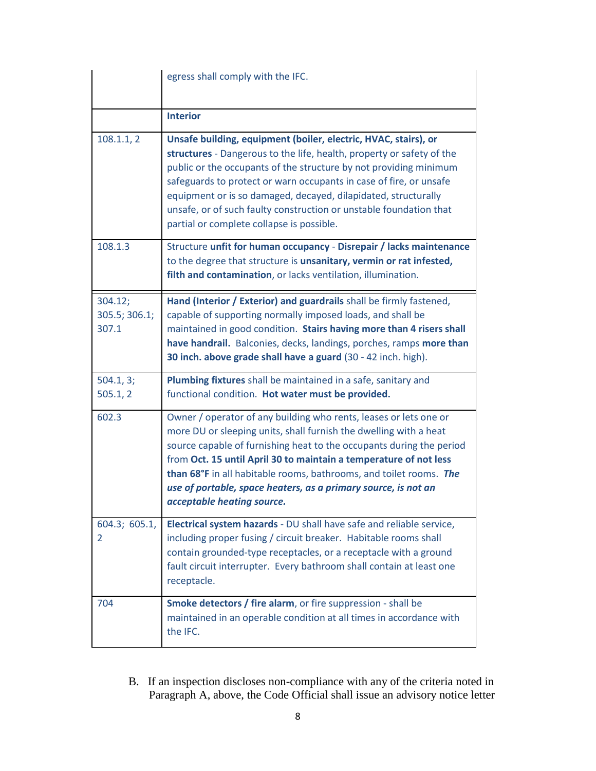|  |  |
|---|---|
|  | egress shall comply with the IFC. |
|  | **Interior** |
| 108.1.1, 2 | **Unsafe building, equipment (boiler, electric, HVAC, stairs), or structures** - Dangerous to the life, health, property or safety of the public or the occupants of the structure by not providing minimum safeguards to protect or warn occupants in case of fire, or unsafe equipment or is so damaged, decayed, dilapidated, structurally unsafe, or of such faulty construction or unstable foundation that partial or complete collapse is possible. |
| 108.1.3 | Structure **unfit for human occupancy** - **Disrepair / lacks maintenance** to the degree that structure is **unsanitary, vermin or rat infested, filth and contamination**, or lacks ventilation, illumination. |
| 304.12; 305.5; 306.1; 307.1 | **Hand (Interior / Exterior) and guardrails** shall be firmly fastened, capable of supporting normally imposed loads, and shall be maintained in good condition. **Stairs having more than 4 risers shall have handrail.** Balconies, decks, landings, porches, ramps **more than 30 inch. above grade shall have a guard** (30 - 42 inch. high). |
| 504.1, 3; 505.1, 2 | **Plumbing fixtures** shall be maintained in a safe, sanitary and functional condition. **Hot water must be provided.** |
| 602.3 | Owner / operator of any building who rents, leases or lets one or more DU or sleeping units, shall furnish the dwelling with a heat source capable of furnishing heat to the occupants during the period from **Oct. 15 until April 30 to maintain a temperature of not less than 68°F** in all habitable rooms, bathrooms, and toilet rooms. ***The use of portable, space heaters, as a primary source, is not an acceptable heating source.*** |
| 604.3; 605.1, 2 | **Electrical system hazards** - DU shall have safe and reliable service, including proper fusing / circuit breaker. Habitable rooms shall contain grounded-type receptacles, or a receptacle with a ground fault circuit interrupter. Every bathroom shall contain at least one receptacle. |
| 704 | **Smoke detectors / fire alarm**, or fire suppression - shall be maintained in an operable condition at all times in accordance with the IFC. |

B. If an inspection discloses non-compliance with any of the criteria noted in Paragraph A, above, the Code Official shall issue an advisory notice letter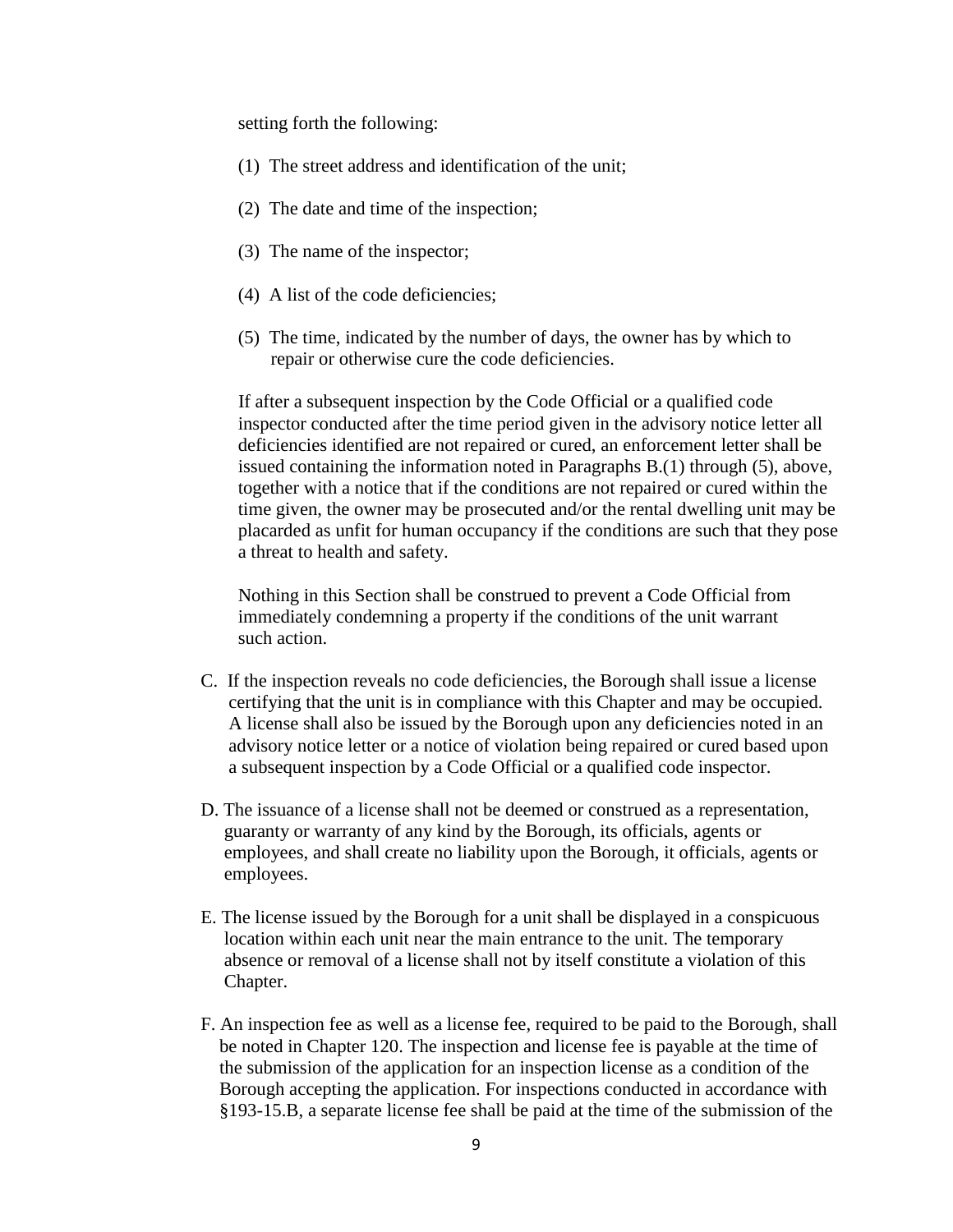setting forth the following:

(1) The street address and identification of the unit;

(2) The date and time of the inspection;

(3) The name of the inspector;

(4) A list of the code deficiencies;

(5) The time, indicated by the number of days, the owner has by which to repair or otherwise cure the code deficiencies.

If after a subsequent inspection by the Code Official or a qualified code inspector conducted after the time period given in the advisory notice letter all deficiencies identified are not repaired or cured, an enforcement letter shall be issued containing the information noted in Paragraphs B.(1) through (5), above, together with a notice that if the conditions are not repaired or cured within the time given, the owner may be prosecuted and/or the rental dwelling unit may be placarded as unfit for human occupancy if the conditions are such that they pose a threat to health and safety.

Nothing in this Section shall be construed to prevent a Code Official from immediately condemning a property if the conditions of the unit warrant such action.

C. If the inspection reveals no code deficiencies, the Borough shall issue a license certifying that the unit is in compliance with this Chapter and may be occupied. A license shall also be issued by the Borough upon any deficiencies noted in an advisory notice letter or a notice of violation being repaired or cured based upon a subsequent inspection by a Code Official or a qualified code inspector.

D. The issuance of a license shall not be deemed or construed as a representation, guaranty or warranty of any kind by the Borough, its officials, agents or employees, and shall create no liability upon the Borough, it officials, agents or employees.

E. The license issued by the Borough for a unit shall be displayed in a conspicuous location within each unit near the main entrance to the unit. The temporary absence or removal of a license shall not by itself constitute a violation of this Chapter.

F. An inspection fee as well as a license fee, required to be paid to the Borough, shall be noted in Chapter 120. The inspection and license fee is payable at the time of the submission of the application for an inspection license as a condition of the Borough accepting the application. For inspections conducted in accordance with §193-15.B, a separate license fee shall be paid at the time of the submission of the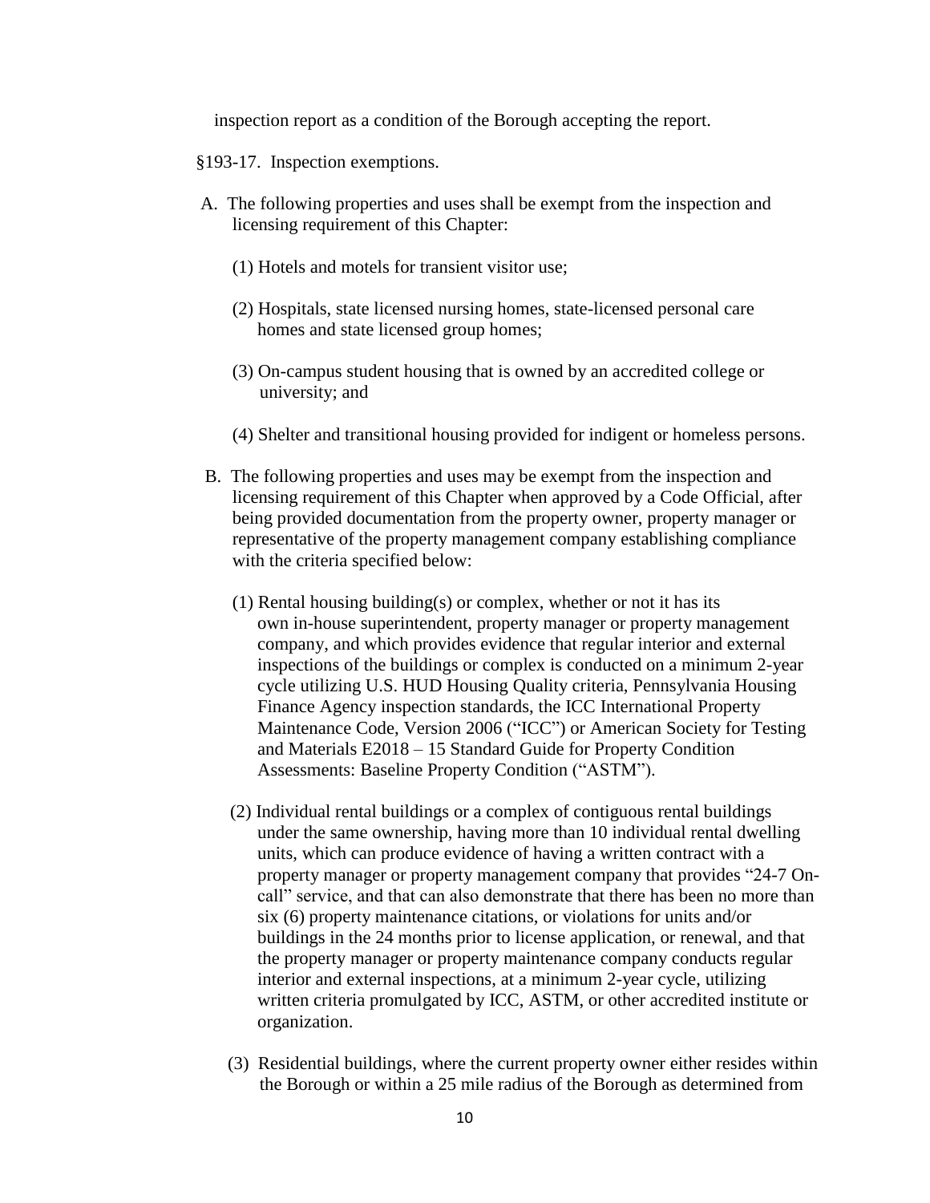inspection report as a condition of the Borough accepting the report.

§193-17. Inspection exemptions.

A. The following properties and uses shall be exempt from the inspection and licensing requirement of this Chapter:

(1) Hotels and motels for transient visitor use;

(2) Hospitals, state licensed nursing homes, state-licensed personal care homes and state licensed group homes;

(3) On-campus student housing that is owned by an accredited college or university; and

(4) Shelter and transitional housing provided for indigent or homeless persons.

B. The following properties and uses may be exempt from the inspection and licensing requirement of this Chapter when approved by a Code Official, after being provided documentation from the property owner, property manager or representative of the property management company establishing compliance with the criteria specified below:

(1) Rental housing building(s) or complex, whether or not it has its own in-house superintendent, property manager or property management company, and which provides evidence that regular interior and external inspections of the buildings or complex is conducted on a minimum 2-year cycle utilizing U.S. HUD Housing Quality criteria, Pennsylvania Housing Finance Agency inspection standards, the ICC International Property Maintenance Code, Version 2006 ("ICC") or American Society for Testing and Materials E2018 – 15 Standard Guide for Property Condition Assessments: Baseline Property Condition ("ASTM").

(2) Individual rental buildings or a complex of contiguous rental buildings under the same ownership, having more than 10 individual rental dwelling units, which can produce evidence of having a written contract with a property manager or property management company that provides "24-7 On-call" service, and that can also demonstrate that there has been no more than six (6) property maintenance citations, or violations for units and/or buildings in the 24 months prior to license application, or renewal, and that the property manager or property maintenance company conducts regular interior and external inspections, at a minimum 2-year cycle, utilizing written criteria promulgated by ICC, ASTM, or other accredited institute or organization.

(3) Residential buildings, where the current property owner either resides within the Borough or within a 25 mile radius of the Borough as determined from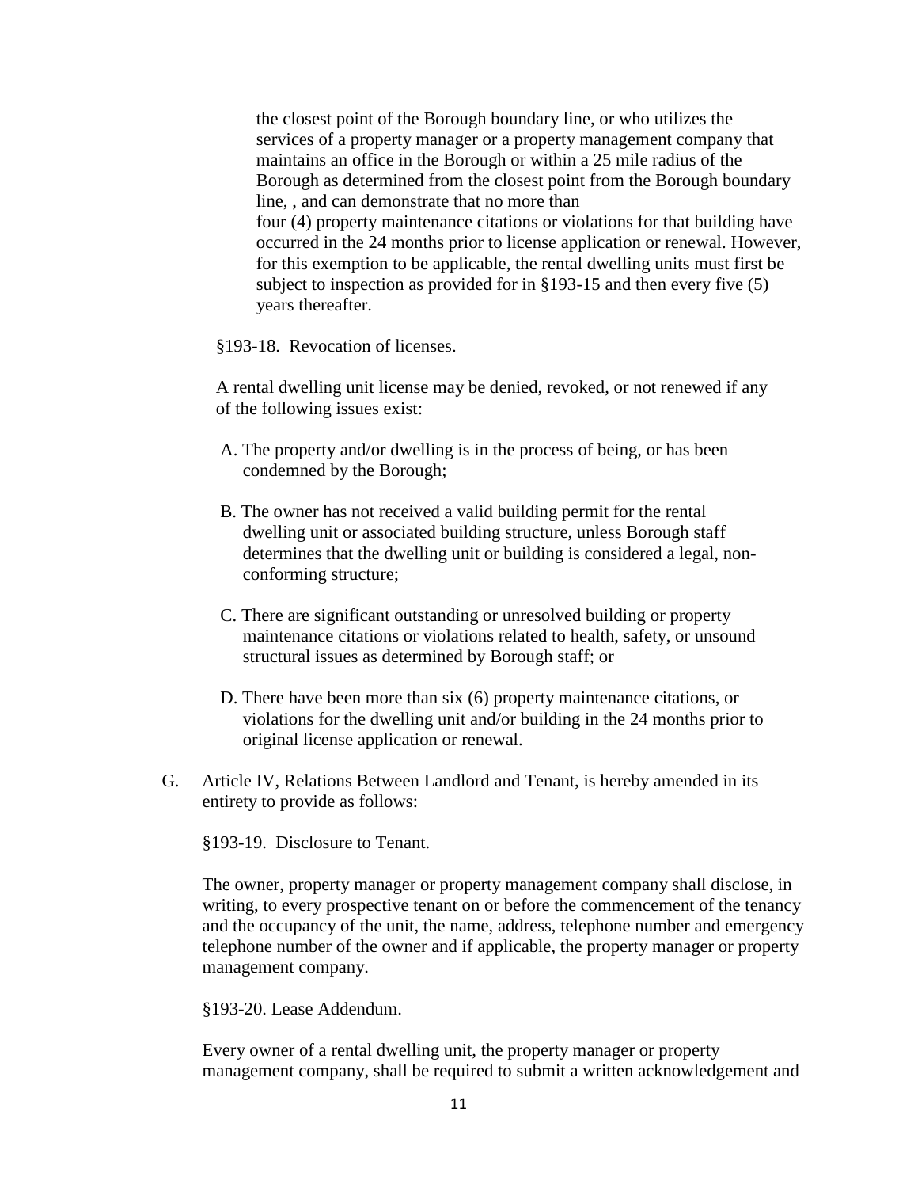the closest point of the Borough boundary line, or who utilizes the services of a property manager or a property management company that maintains an office in the Borough or within a 25 mile radius of the Borough as determined from the closest point from the Borough boundary line, , and can demonstrate that no more than four (4) property maintenance citations or violations for that building have occurred in the 24 months prior to license application or renewal. However, for this exemption to be applicable, the rental dwelling units must first be subject to inspection as provided for in §193-15 and then every five (5) years thereafter.

§193-18. Revocation of licenses.

A rental dwelling unit license may be denied, revoked, or not renewed if any of the following issues exist:

A. The property and/or dwelling is in the process of being, or has been condemned by the Borough;

B. The owner has not received a valid building permit for the rental dwelling unit or associated building structure, unless Borough staff determines that the dwelling unit or building is considered a legal, non-conforming structure;

C. There are significant outstanding or unresolved building or property maintenance citations or violations related to health, safety, or unsound structural issues as determined by Borough staff; or

D. There have been more than six (6) property maintenance citations, or violations for the dwelling unit and/or building in the 24 months prior to original license application or renewal.

G. Article IV, Relations Between Landlord and Tenant, is hereby amended in its entirety to provide as follows:

§193-19. Disclosure to Tenant.

The owner, property manager or property management company shall disclose, in writing, to every prospective tenant on or before the commencement of the tenancy and the occupancy of the unit, the name, address, telephone number and emergency telephone number of the owner and if applicable, the property manager or property management company.

§193-20. Lease Addendum.

Every owner of a rental dwelling unit, the property manager or property management company, shall be required to submit a written acknowledgement and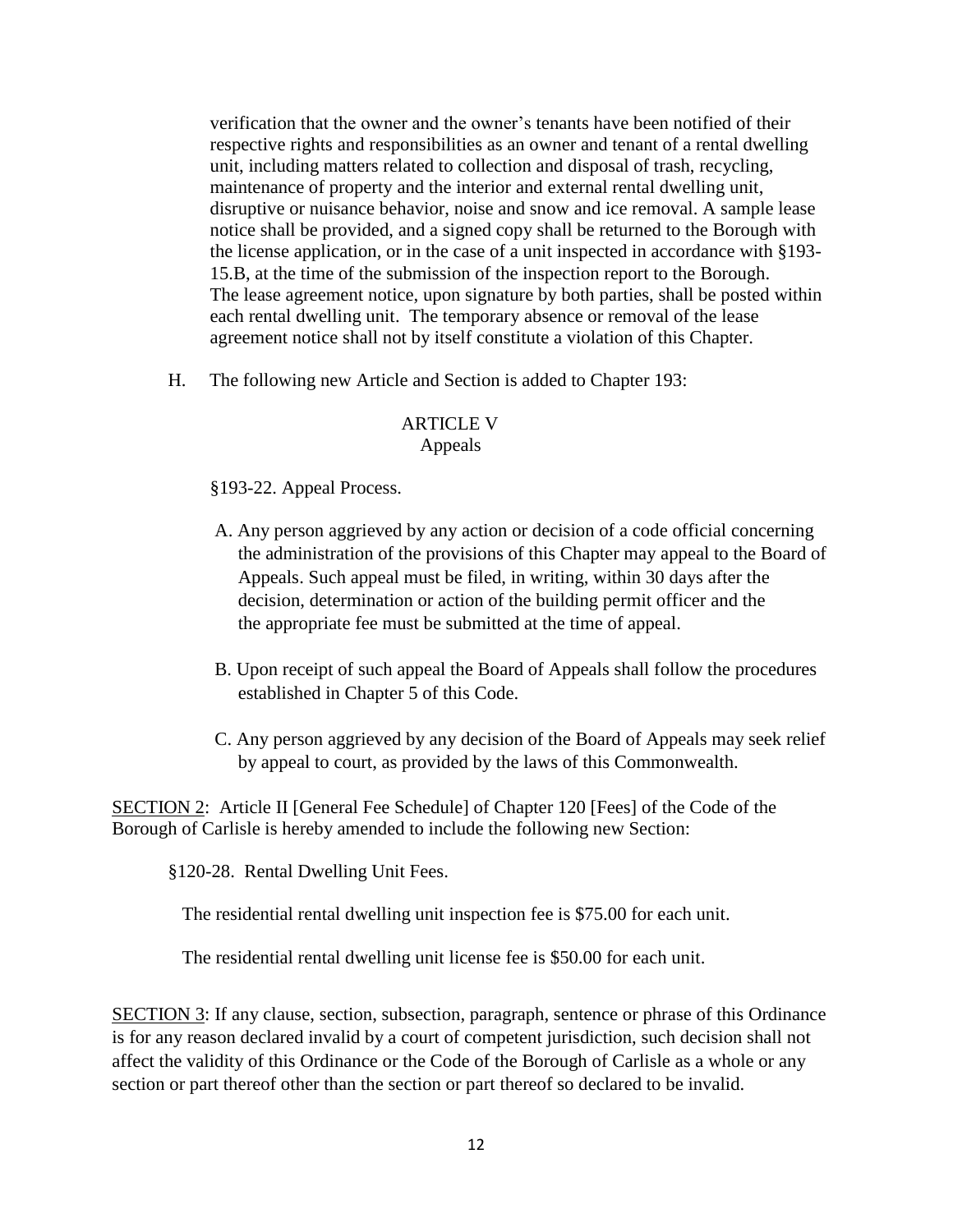verification that the owner and the owner's tenants have been notified of their respective rights and responsibilities as an owner and tenant of a rental dwelling unit, including matters related to collection and disposal of trash, recycling, maintenance of property and the interior and external rental dwelling unit, disruptive or nuisance behavior, noise and snow and ice removal. A sample lease notice shall be provided, and a signed copy shall be returned to the Borough with the license application, or in the case of a unit inspected in accordance with §193-15.B, at the time of the submission of the inspection report to the Borough. The lease agreement notice, upon signature by both parties, shall be posted within each rental dwelling unit. The temporary absence or removal of the lease agreement notice shall not by itself constitute a violation of this Chapter.

H. The following new Article and Section is added to Chapter 193:

ARTICLE V
Appeals

§193-22. Appeal Process.

A. Any person aggrieved by any action or decision of a code official concerning the administration of the provisions of this Chapter may appeal to the Board of Appeals. Such appeal must be filed, in writing, within 30 days after the decision, determination or action of the building permit officer and the the appropriate fee must be submitted at the time of appeal.

B. Upon receipt of such appeal the Board of Appeals shall follow the procedures established in Chapter 5 of this Code.

C. Any person aggrieved by any decision of the Board of Appeals may seek relief by appeal to court, as provided by the laws of this Commonwealth.

SECTION 2: Article II [General Fee Schedule] of Chapter 120 [Fees] of the Code of the Borough of Carlisle is hereby amended to include the following new Section:

§120-28. Rental Dwelling Unit Fees.

The residential rental dwelling unit inspection fee is $75.00 for each unit.

The residential rental dwelling unit license fee is $50.00 for each unit.

SECTION 3: If any clause, section, subsection, paragraph, sentence or phrase of this Ordinance is for any reason declared invalid by a court of competent jurisdiction, such decision shall not affect the validity of this Ordinance or the Code of the Borough of Carlisle as a whole or any section or part thereof other than the section or part thereof so declared to be invalid.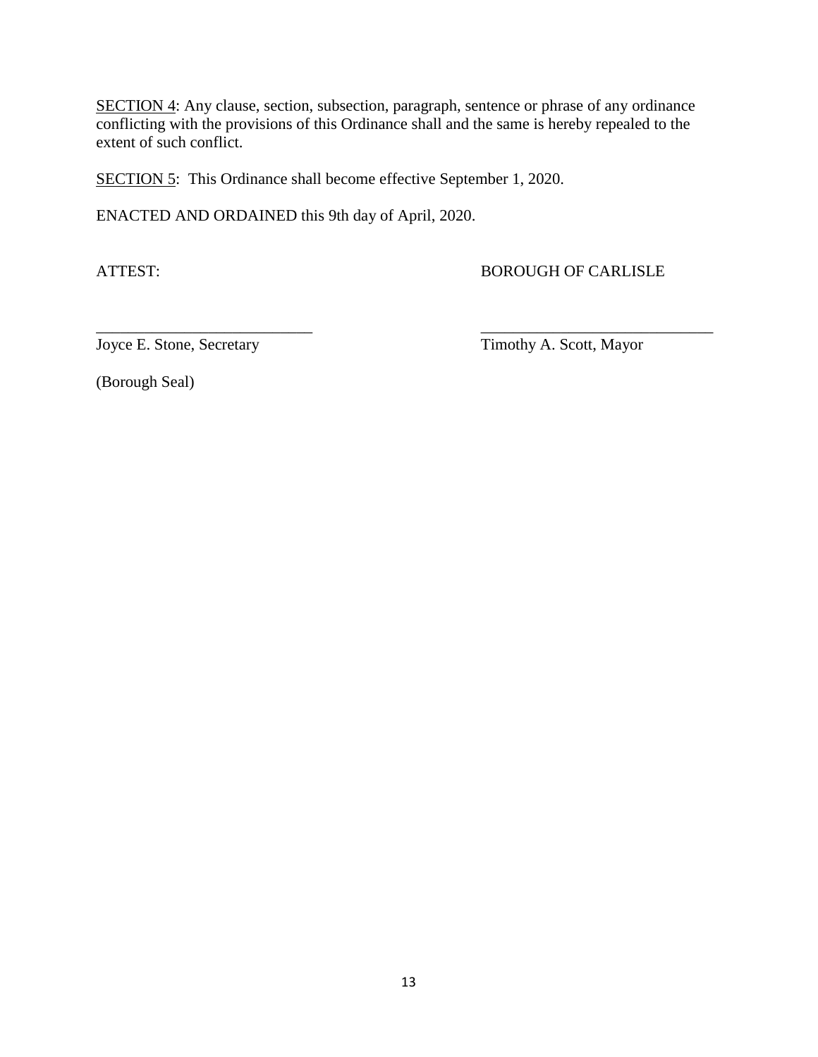<u>SECTION 4</u>: Any clause, section, subsection, paragraph, sentence or phrase of any ordinance conflicting with the provisions of this Ordinance shall and the same is hereby repealed to the extent of such conflict.

<u>SECTION 5</u>: This Ordinance shall become effective September 1, 2020.

ENACTED AND ORDAINED this 9th day of April, 2020.

| | |
|---|---|
| ATTEST: | BOROUGH OF CARLISLE |
| ___________________________ | _____________________________ |
| Joyce E. Stone, Secretary | Timothy A. Scott, Mayor |

(Borough Seal)